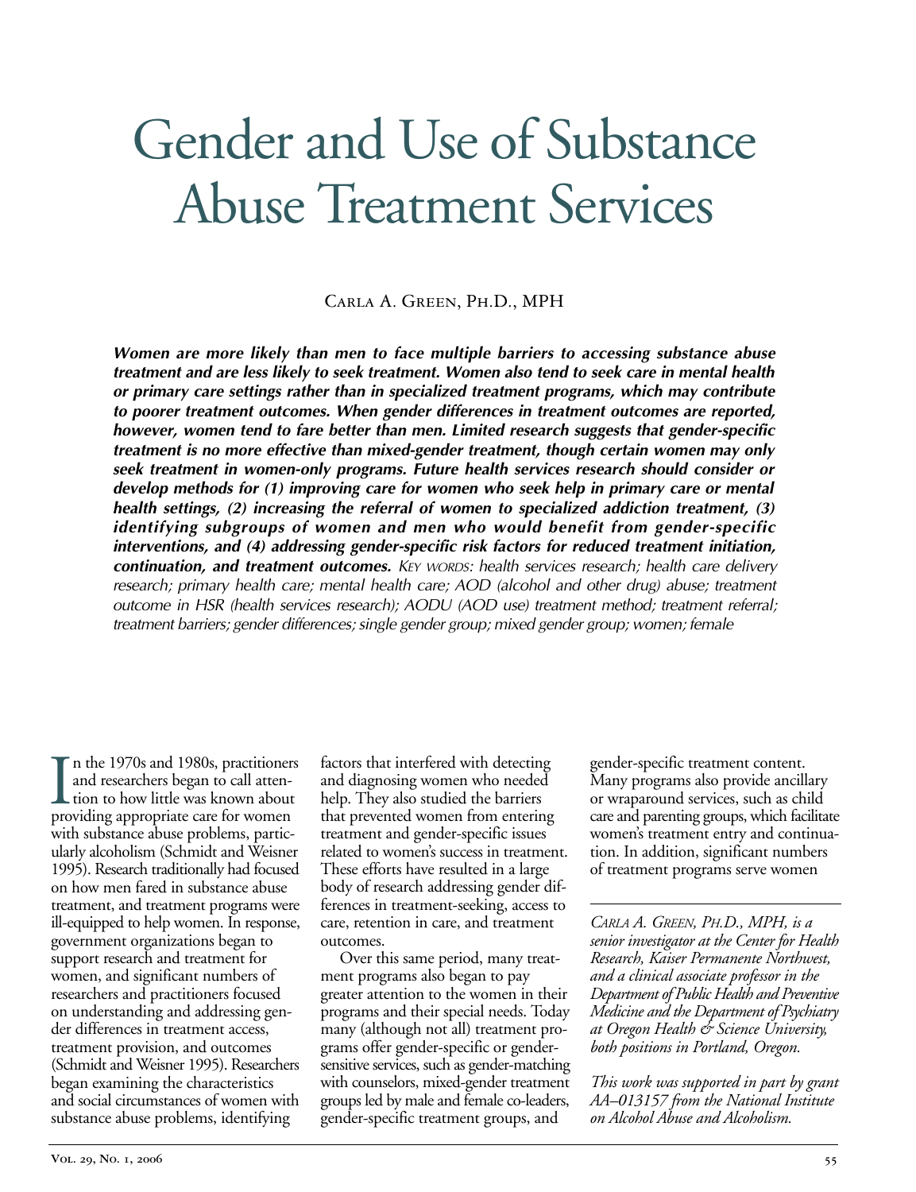# Gender and Use of Substance Abuse Treatment Services

Carla A. Green, Ph.D., MPH

***Women are more likely than men to face multiple barriers to accessing substance abuse treatment and are less likely to seek treatment. Women also tend to seek care in mental health or primary care settings rather than in specialized treatment programs, which may contribute to poorer treatment outcomes. When gender differences in treatment outcomes are reported, however, women tend to fare better than men. Limited research suggests that gender-specific treatment is no more effective than mixed-gender treatment, though certain women may only seek treatment in women-only programs. Future health services research should consider or develop methods for (1) improving care for women who seek help in primary care or mental health settings, (2) increasing the referral of women to specialized addiction treatment, (3) identifying subgroups of women and men who would benefit from gender-specific interventions, and (4) addressing gender-specific risk factors for reduced treatment initiation, continuation, and treatment outcomes.*** *Key words: health services research; health care delivery research; primary health care; mental health care; AOD (alcohol and other drug) abuse; treatment outcome in HSR (health services research); AODU (AOD use) treatment method; treatment referral; treatment barriers; gender differences; single gender group; mixed gender group; women; female*

In the 1970s and 1980s, practitioners and researchers began to call attention to how little was known about providing appropriate care for women with substance abuse problems, particularly alcoholism (Schmidt and Weisner 1995). Research traditionally had focused on how men fared in substance abuse treatment, and treatment programs were ill-equipped to help women. In response, government organizations began to support research and treatment for women, and significant numbers of researchers and practitioners focused on understanding and addressing gender differences in treatment access, treatment provision, and outcomes (Schmidt and Weisner 1995). Researchers began examining the characteristics and social circumstances of women with substance abuse problems, identifying factors that interfered with detecting and diagnosing women who needed help. They also studied the barriers that prevented women from entering treatment and gender-specific issues related to women's success in treatment. These efforts have resulted in a large body of research addressing gender differences in treatment-seeking, access to care, retention in care, and treatment outcomes.

Over this same period, many treatment programs also began to pay greater attention to the women in their programs and their special needs. Today many (although not all) treatment programs offer gender-specific or gender-sensitive services, such as gender-matching with counselors, mixed-gender treatment groups led by male and female co-leaders, gender-specific treatment groups, and gender-specific treatment content. Many programs also provide ancillary or wraparound services, such as child care and parenting groups, which facilitate women's treatment entry and continuation. In addition, significant numbers of treatment programs serve women

---

*Carla A. Green, Ph.D., MPH, is a senior investigator at the Center for Health Research, Kaiser Permanente Northwest, and a clinical associate professor in the Department of Public Health and Preventive Medicine and the Department of Psychiatry at Oregon Health & Science University, both positions in Portland, Oregon.*

*This work was supported in part by grant AA–013157 from the National Institute on Alcohol Abuse and Alcoholism.*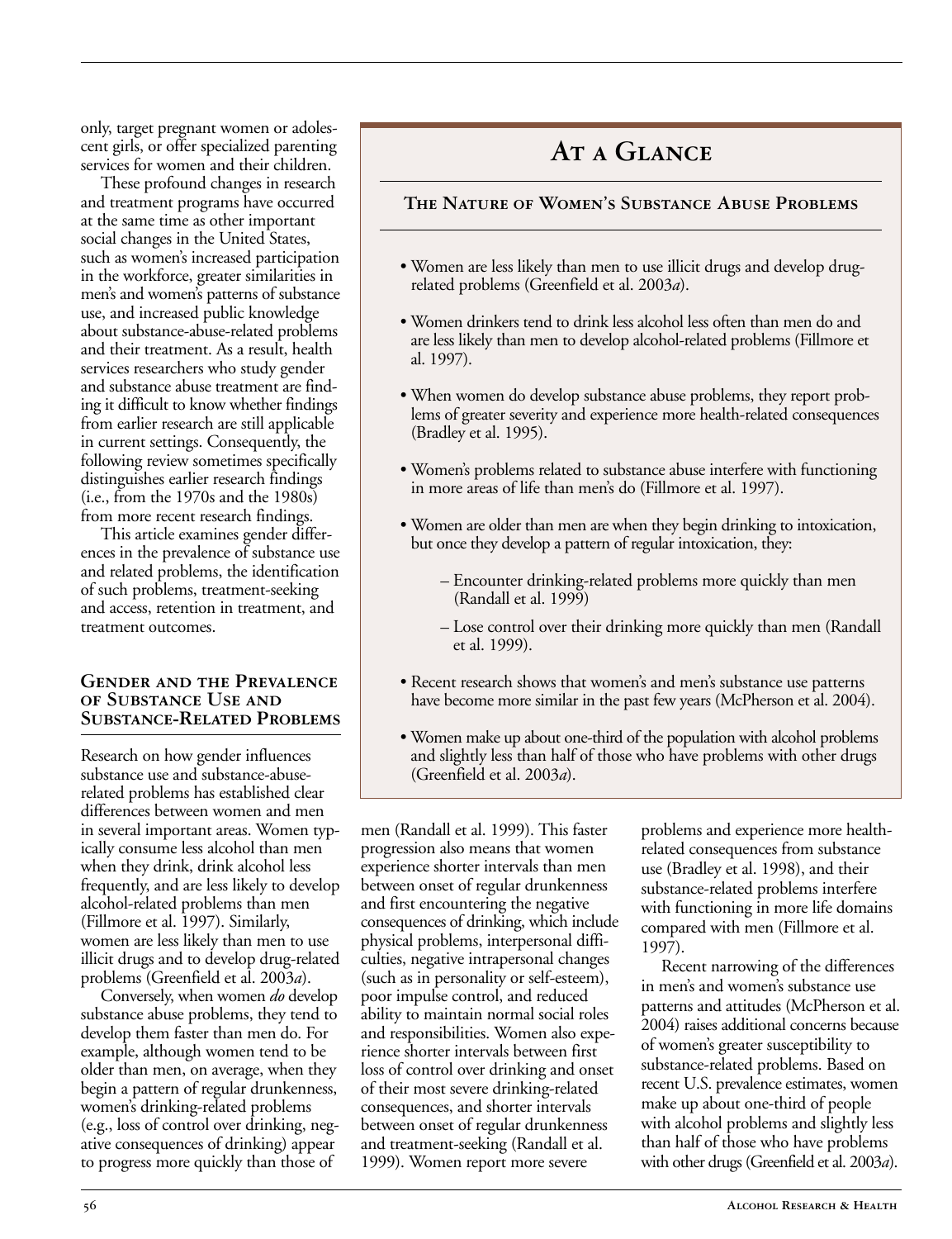only, target pregnant women or adolescent girls, or offer specialized parenting services for women and their children.

These profound changes in research and treatment programs have occurred at the same time as other important social changes in the United States, such as women's increased participation in the workforce, greater similarities in men's and women's patterns of substance use, and increased public knowledge about substance-abuse-related problems and their treatment. As a result, health services researchers who study gender and substance abuse treatment are finding it difficult to know whether findings from earlier research are still applicable in current settings. Consequently, the following review sometimes specifically distinguishes earlier research findings (i.e., from the 1970s and the 1980s) from more recent research findings.

This article examines gender differences in the prevalence of substance use and related problems, the identification of such problems, treatment-seeking and access, retention in treatment, and treatment outcomes.

## At a Glance

### The Nature of Women's Substance Abuse Problems

- Women are less likely than men to use illicit drugs and develop drug-related problems (Greenfield et al. 2003*a*).
- Women drinkers tend to drink less alcohol less often than men do and are less likely than men to develop alcohol-related problems (Fillmore et al. 1997).
- When women do develop substance abuse problems, they report problems of greater severity and experience more health-related consequences (Bradley et al. 1995).
- Women's problems related to substance abuse interfere with functioning in more areas of life than men's do (Fillmore et al. 1997).
- Women are older than men are when they begin drinking to intoxication, but once they develop a pattern of regular intoxication, they:
  - Encounter drinking-related problems more quickly than men (Randall et al. 1999)
  - Lose control over their drinking more quickly than men (Randall et al. 1999).
- Recent research shows that women's and men's substance use patterns have become more similar in the past few years (McPherson et al. 2004).
- Women make up about one-third of the population with alcohol problems and slightly less than half of those who have problems with other drugs (Greenfield et al. 2003*a*).

## Gender and the Prevalence of Substance Use and Substance-Related Problems

Research on how gender influences substance use and substance-abuse-related problems has established clear differences between women and men in several important areas. Women typically consume less alcohol than men when they drink, drink alcohol less frequently, and are less likely to develop alcohol-related problems than men (Fillmore et al. 1997). Similarly, women are less likely than men to use illicit drugs and to develop drug-related problems (Greenfield et al. 2003*a*).

Conversely, when women *do* develop substance abuse problems, they tend to develop them faster than men do. For example, although women tend to be older than men, on average, when they begin a pattern of regular drunkenness, women's drinking-related problems (e.g., loss of control over drinking, negative consequences of drinking) appear to progress more quickly than those of men (Randall et al. 1999). This faster progression also means that women experience shorter intervals than men between onset of regular drunkenness and first encountering the negative consequences of drinking, which include physical problems, interpersonal difficulties, negative intrapersonal changes (such as in personality or self-esteem), poor impulse control, and reduced ability to maintain normal social roles and responsibilities. Women also experience shorter intervals between first loss of control over drinking and onset of their most severe drinking-related consequences, and shorter intervals between onset of regular drunkenness and treatment-seeking (Randall et al. 1999). Women report more severe problems and experience more health-related consequences from substance use (Bradley et al. 1998), and their substance-related problems interfere with functioning in more life domains compared with men (Fillmore et al. 1997).

Recent narrowing of the differences in men's and women's substance use patterns and attitudes (McPherson et al. 2004) raises additional concerns because of women's greater susceptibility to substance-related problems. Based on recent U.S. prevalence estimates, women make up about one-third of people with alcohol problems and slightly less than half of those who have problems with other drugs (Greenfield et al. 2003*a*).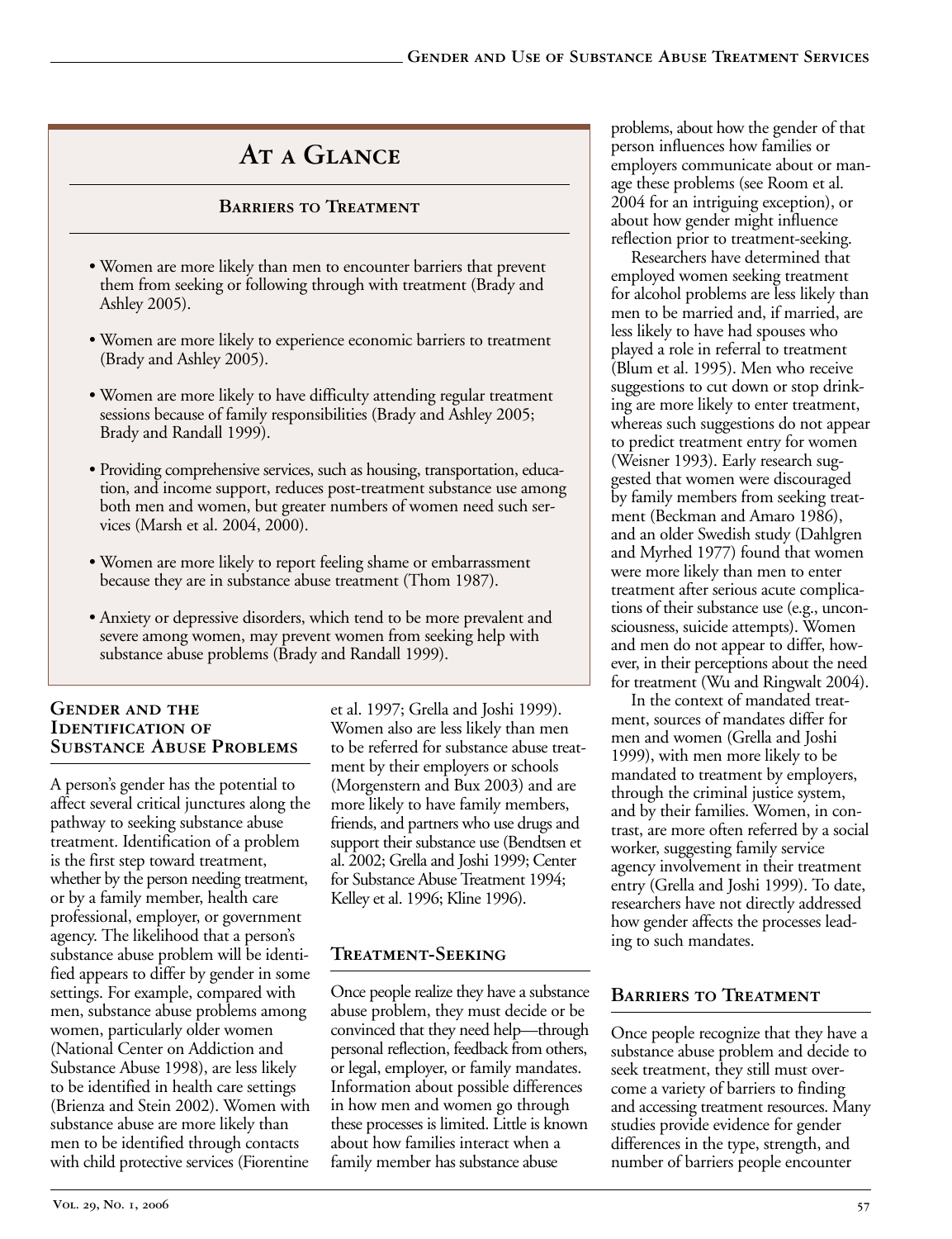## At a Glance

### Barriers to Treatment

- Women are more likely than men to encounter barriers that prevent them from seeking or following through with treatment (Brady and Ashley 2005).
- Women are more likely to experience economic barriers to treatment (Brady and Ashley 2005).
- Women are more likely to have difficulty attending regular treatment sessions because of family responsibilities (Brady and Ashley 2005; Brady and Randall 1999).
- Providing comprehensive services, such as housing, transportation, education, and income support, reduces post-treatment substance use among both men and women, but greater numbers of women need such services (Marsh et al. 2004, 2000).
- Women are more likely to report feeling shame or embarrassment because they are in substance abuse treatment (Thom 1987).
- Anxiety or depressive disorders, which tend to be more prevalent and severe among women, may prevent women from seeking help with substance abuse problems (Brady and Randall 1999).

## Gender and the Identification of Substance Abuse Problems

A person's gender has the potential to affect several critical junctures along the pathway to seeking substance abuse treatment. Identification of a problem is the first step toward treatment, whether by the person needing treatment, or by a family member, health care professional, employer, or government agency. The likelihood that a person's substance abuse problem will be identified appears to differ by gender in some settings. For example, compared with men, substance abuse problems among women, particularly older women (National Center on Addiction and Substance Abuse 1998), are less likely to be identified in health care settings (Brienza and Stein 2002). Women with substance abuse are more likely than men to be identified through contacts with child protective services (Fiorentine et al. 1997; Grella and Joshi 1999). Women also are less likely than men to be referred for substance abuse treatment by their employers or schools (Morgenstern and Bux 2003) and are more likely to have family members, friends, and partners who use drugs and support their substance use (Bendtsen et al. 2002; Grella and Joshi 1999; Center for Substance Abuse Treatment 1994; Kelley et al. 1996; Kline 1996).

## Treatment-Seeking

Once people realize they have a substance abuse problem, they must decide or be convinced that they need help—through personal reflection, feedback from others, or legal, employer, or family mandates. Information about possible differences in how men and women go through these processes is limited. Little is known about how families interact when a family member has substance abuse problems, about how the gender of that person influences how families or employers communicate about or manage these problems (see Room et al. 2004 for an intriguing exception), or about how gender might influence reflection prior to treatment-seeking.

Researchers have determined that employed women seeking treatment for alcohol problems are less likely than men to be married and, if married, are less likely to have had spouses who played a role in referral to treatment (Blum et al. 1995). Men who receive suggestions to cut down or stop drinking are more likely to enter treatment, whereas such suggestions do not appear to predict treatment entry for women (Weisner 1993). Early research suggested that women were discouraged by family members from seeking treatment (Beckman and Amaro 1986), and an older Swedish study (Dahlgren and Myrhed 1977) found that women were more likely than men to enter treatment after serious acute complications of their substance use (e.g., unconsciousness, suicide attempts). Women and men do not appear to differ, however, in their perceptions about the need for treatment (Wu and Ringwalt 2004).

In the context of mandated treatment, sources of mandates differ for men and women (Grella and Joshi 1999), with men more likely to be mandated to treatment by employers, through the criminal justice system, and by their families. Women, in contrast, are more often referred by a social worker, suggesting family service agency involvement in their treatment entry (Grella and Joshi 1999). To date, researchers have not directly addressed how gender affects the processes leading to such mandates.

## Barriers to Treatment

Once people recognize that they have a substance abuse problem and decide to seek treatment, they still must overcome a variety of barriers to finding and accessing treatment resources. Many studies provide evidence for gender differences in the type, strength, and number of barriers people encounter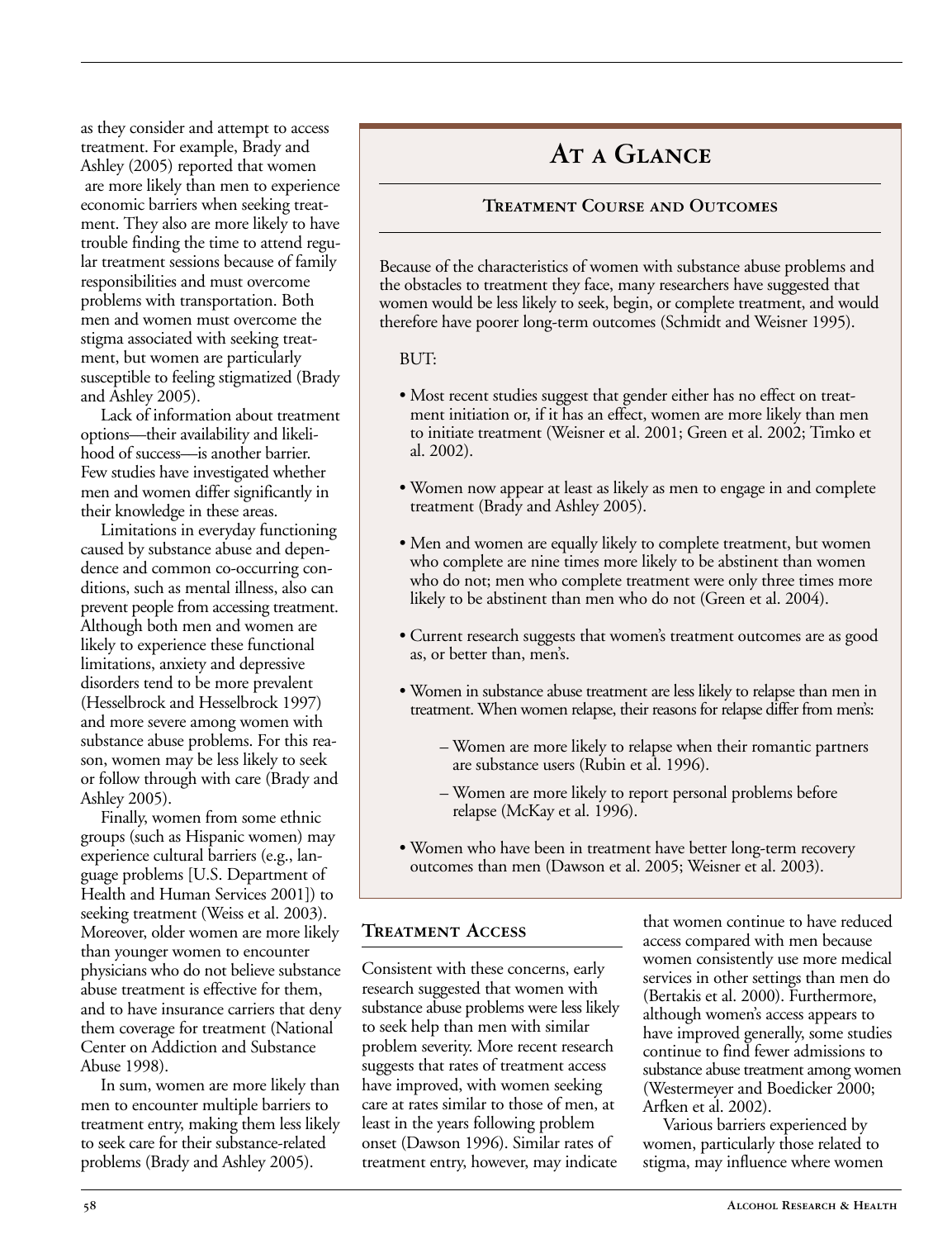as they consider and attempt to access treatment. For example, Brady and Ashley (2005) reported that women are more likely than men to experience economic barriers when seeking treatment. They also are more likely to have trouble finding the time to attend regular treatment sessions because of family responsibilities and must overcome problems with transportation. Both men and women must overcome the stigma associated with seeking treatment, but women are particularly susceptible to feeling stigmatized (Brady and Ashley 2005).

Lack of information about treatment options—their availability and likelihood of success—is another barrier. Few studies have investigated whether men and women differ significantly in their knowledge in these areas.

Limitations in everyday functioning caused by substance abuse and dependence and common co-occurring conditions, such as mental illness, also can prevent people from accessing treatment. Although both men and women are likely to experience these functional limitations, anxiety and depressive disorders tend to be more prevalent (Hesselbrock and Hesselbrock 1997) and more severe among women with substance abuse problems. For this reason, women may be less likely to seek or follow through with care (Brady and Ashley 2005).

Finally, women from some ethnic groups (such as Hispanic women) may experience cultural barriers (e.g., language problems [U.S. Department of Health and Human Services 2001]) to seeking treatment (Weiss et al. 2003). Moreover, older women are more likely than younger women to encounter physicians who do not believe substance abuse treatment is effective for them, and to have insurance carriers that deny them coverage for treatment (National Center on Addiction and Substance Abuse 1998).

In sum, women are more likely than men to encounter multiple barriers to treatment entry, making them less likely to seek care for their substance-related problems (Brady and Ashley 2005).

## At a Glance

### Treatment Course and Outcomes

Because of the characteristics of women with substance abuse problems and the obstacles to treatment they face, many researchers have suggested that women would be less likely to seek, begin, or complete treatment, and would therefore have poorer long-term outcomes (Schmidt and Weisner 1995).

BUT:

- Most recent studies suggest that gender either has no effect on treatment initiation or, if it has an effect, women are more likely than men to initiate treatment (Weisner et al. 2001; Green et al. 2002; Timko et al. 2002).
- Women now appear at least as likely as men to engage in and complete treatment (Brady and Ashley 2005).
- Men and women are equally likely to complete treatment, but women who complete are nine times more likely to be abstinent than women who do not; men who complete treatment were only three times more likely to be abstinent than men who do not (Green et al. 2004).
- Current research suggests that women's treatment outcomes are as good as, or better than, men's.
- Women in substance abuse treatment are less likely to relapse than men in treatment. When women relapse, their reasons for relapse differ from men's:
  - Women are more likely to relapse when their romantic partners are substance users (Rubin et al. 1996).
  - Women are more likely to report personal problems before relapse (McKay et al. 1996).
- Women who have been in treatment have better long-term recovery outcomes than men (Dawson et al. 2005; Weisner et al. 2003).

## Treatment Access

Consistent with these concerns, early research suggested that women with substance abuse problems were less likely to seek help than men with similar problem severity. More recent research suggests that rates of treatment access have improved, with women seeking care at rates similar to those of men, at least in the years following problem onset (Dawson 1996). Similar rates of treatment entry, however, may indicate that women continue to have reduced access compared with men because women consistently use more medical services in other settings than men do (Bertakis et al. 2000). Furthermore, although women's access appears to have improved generally, some studies continue to find fewer admissions to substance abuse treatment among women (Westermeyer and Boedicker 2000; Arfken et al. 2002).

Various barriers experienced by women, particularly those related to stigma, may influence where women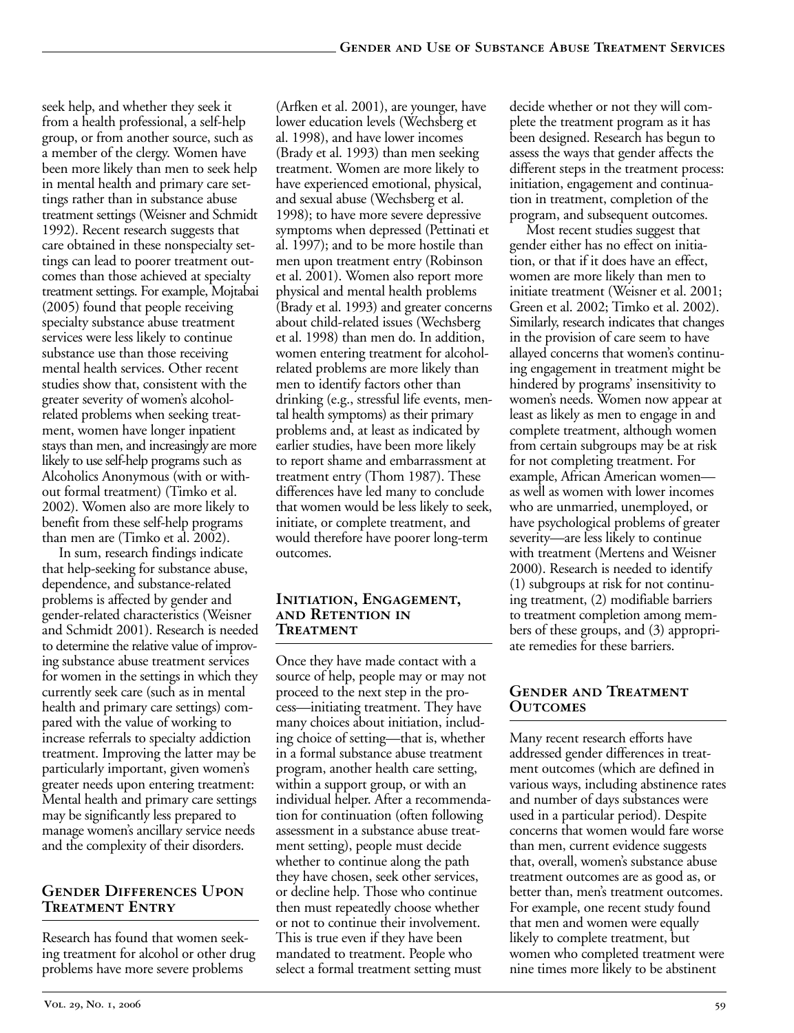seek help, and whether they seek it from a health professional, a self-help group, or from another source, such as a member of the clergy. Women have been more likely than men to seek help in mental health and primary care settings rather than in substance abuse treatment settings (Weisner and Schmidt 1992). Recent research suggests that care obtained in these nonspecialty settings can lead to poorer treatment outcomes than those achieved at specialty treatment settings. For example, Mojtabai (2005) found that people receiving specialty substance abuse treatment services were less likely to continue substance use than those receiving mental health services. Other recent studies show that, consistent with the greater severity of women's alcohol-related problems when seeking treatment, women have longer inpatient stays than men, and increasingly are more likely to use self-help programs such as Alcoholics Anonymous (with or without formal treatment) (Timko et al. 2002). Women also are more likely to benefit from these self-help programs than men are (Timko et al. 2002).

In sum, research findings indicate that help-seeking for substance abuse, dependence, and substance-related problems is affected by gender and gender-related characteristics (Weisner and Schmidt 2001). Research is needed to determine the relative value of improving substance abuse treatment services for women in the settings in which they currently seek care (such as in mental health and primary care settings) compared with the value of working to increase referrals to specialty addiction treatment. Improving the latter may be particularly important, given women's greater needs upon entering treatment: Mental health and primary care settings may be significantly less prepared to manage women's ancillary service needs and the complexity of their disorders.

## Gender Differences Upon Treatment Entry

Research has found that women seeking treatment for alcohol or other drug problems have more severe problems (Arfken et al. 2001), are younger, have lower education levels (Wechsberg et al. 1998), and have lower incomes (Brady et al. 1993) than men seeking treatment. Women are more likely to have experienced emotional, physical, and sexual abuse (Wechsberg et al. 1998); to have more severe depressive symptoms when depressed (Pettinati et al. 1997); and to be more hostile than men upon treatment entry (Robinson et al. 2001). Women also report more physical and mental health problems (Brady et al. 1993) and greater concerns about child-related issues (Wechsberg et al. 1998) than men do. In addition, women entering treatment for alcohol-related problems are more likely than men to identify factors other than drinking (e.g., stressful life events, mental health symptoms) as their primary problems and, at least as indicated by earlier studies, have been more likely to report shame and embarrassment at treatment entry (Thom 1987). These differences have led many to conclude that women would be less likely to seek, initiate, or complete treatment, and would therefore have poorer long-term outcomes.

## Initiation, Engagement, and Retention in Treatment

Once they have made contact with a source of help, people may or may not proceed to the next step in the process—initiating treatment. They have many choices about initiation, including choice of setting—that is, whether in a formal substance abuse treatment program, another health care setting, within a support group, or with an individual helper. After a recommendation for continuation (often following assessment in a substance abuse treatment setting), people must decide whether to continue along the path they have chosen, seek other services, or decline help. Those who continue then must repeatedly choose whether or not to continue their involvement. This is true even if they have been mandated to treatment. People who select a formal treatment setting must decide whether or not they will complete the treatment program as it has been designed. Research has begun to assess the ways that gender affects the different steps in the treatment process: initiation, engagement and continuation in treatment, completion of the program, and subsequent outcomes.

Most recent studies suggest that gender either has no effect on initiation, or that if it does have an effect, women are more likely than men to initiate treatment (Weisner et al. 2001; Green et al. 2002; Timko et al. 2002). Similarly, research indicates that changes in the provision of care seem to have allayed concerns that women's continuing engagement in treatment might be hindered by programs' insensitivity to women's needs. Women now appear at least as likely as men to engage in and complete treatment, although women from certain subgroups may be at risk for not completing treatment. For example, African American women—as well as women with lower incomes who are unmarried, unemployed, or have psychological problems of greater severity—are less likely to continue with treatment (Mertens and Weisner 2000). Research is needed to identify (1) subgroups at risk for not continuing treatment, (2) modifiable barriers to treatment completion among members of these groups, and (3) appropriate remedies for these barriers.

## Gender and Treatment Outcomes

Many recent research efforts have addressed gender differences in treatment outcomes (which are defined in various ways, including abstinence rates and number of days substances were used in a particular period). Despite concerns that women would fare worse than men, current evidence suggests that, overall, women's substance abuse treatment outcomes are as good as, or better than, men's treatment outcomes. For example, one recent study found that men and women were equally likely to complete treatment, but women who completed treatment were nine times more likely to be abstinent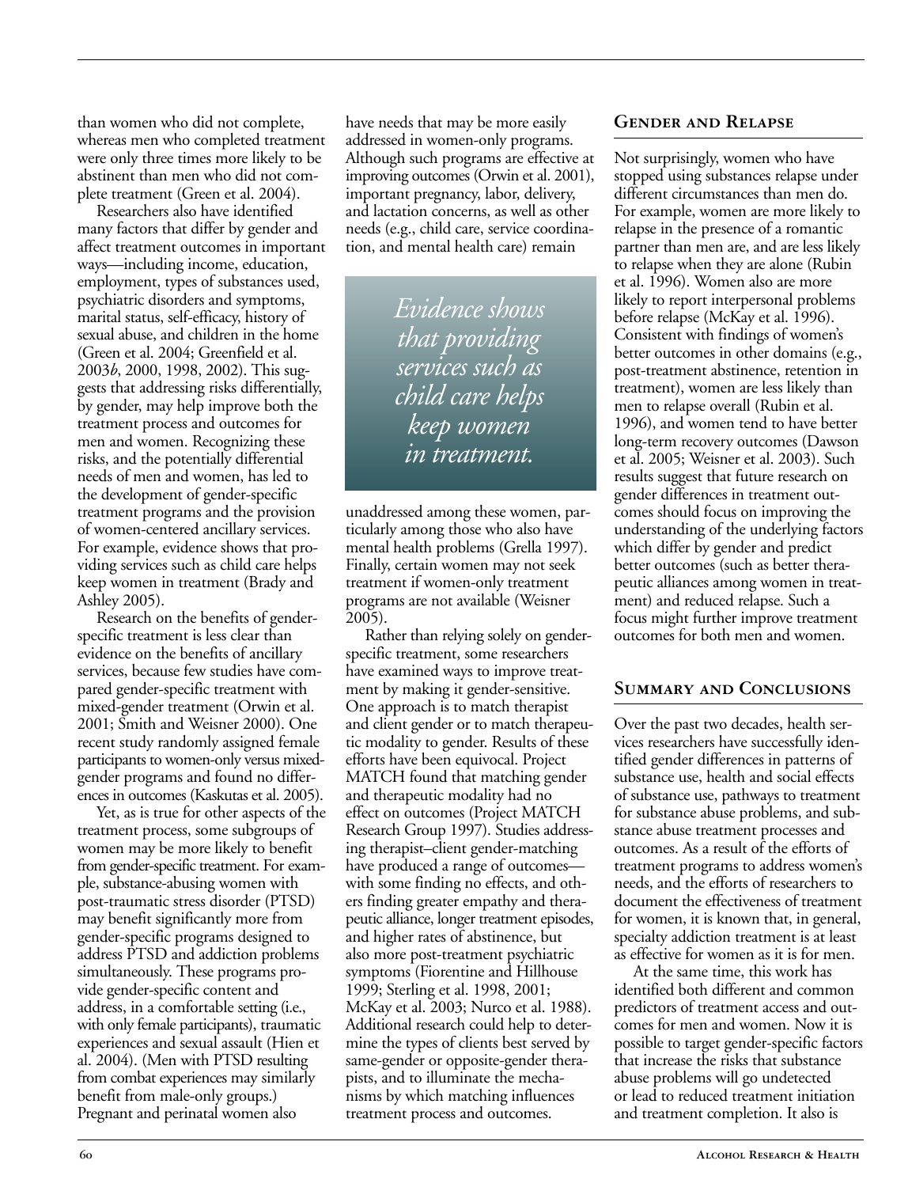than women who did not complete, whereas men who completed treatment were only three times more likely to be abstinent than men who did not complete treatment (Green et al. 2004).

Researchers also have identified many factors that differ by gender and affect treatment outcomes in important ways—including income, education, employment, types of substances used, psychiatric disorders and symptoms, marital status, self-efficacy, history of sexual abuse, and children in the home (Green et al. 2004; Greenfield et al. 2003*b*, 2000, 1998, 2002). This suggests that addressing risks differentially, by gender, may help improve both the treatment process and outcomes for men and women. Recognizing these risks, and the potentially differential needs of men and women, has led to the development of gender-specific treatment programs and the provision of women-centered ancillary services. For example, evidence shows that providing services such as child care helps keep women in treatment (Brady and Ashley 2005).

Research on the benefits of gender-specific treatment is less clear than evidence on the benefits of ancillary services, because few studies have compared gender-specific treatment with mixed-gender treatment (Orwin et al. 2001; Smith and Weisner 2000). One recent study randomly assigned female participants to women-only versus mixed-gender programs and found no differences in outcomes (Kaskutas et al. 2005).

Yet, as is true for other aspects of the treatment process, some subgroups of women may be more likely to benefit from gender-specific treatment. For example, substance-abusing women with post-traumatic stress disorder (PTSD) may benefit significantly more from gender-specific programs designed to address PTSD and addiction problems simultaneously. These programs provide gender-specific content and address, in a comfortable setting (i.e., with only female participants), traumatic experiences and sexual assault (Hien et al. 2004). (Men with PTSD resulting from combat experiences may similarly benefit from male-only groups.) Pregnant and perinatal women also have needs that may be more easily addressed in women-only programs. Although such programs are effective at improving outcomes (Orwin et al. 2001), important pregnancy, labor, delivery, and lactation concerns, as well as other needs (e.g., child care, service coordination, and mental health care) remain unaddressed among these women, particularly among those who also have mental health problems (Grella 1997). Finally, certain women may not seek treatment if women-only treatment programs are not available (Weisner 2005).

> *Evidence shows that providing services such as child care helps keep women in treatment.*

Rather than relying solely on gender-specific treatment, some researchers have examined ways to improve treatment by making it gender-sensitive. One approach is to match therapist and client gender or to match therapeutic modality to gender. Results of these efforts have been equivocal. Project MATCH found that matching gender and therapeutic modality had no effect on outcomes (Project MATCH Research Group 1997). Studies addressing therapist–client gender-matching have produced a range of outcomes—with some finding no effects, and others finding greater empathy and therapeutic alliance, longer treatment episodes, and higher rates of abstinence, but also more post-treatment psychiatric symptoms (Fiorentine and Hillhouse 1999; Sterling et al. 1998, 2001; McKay et al. 2003; Nurco et al. 1988). Additional research could help to determine the types of clients best served by same-gender or opposite-gender therapists, and to illuminate the mechanisms by which matching influences treatment process and outcomes.

## Gender and Relapse

Not surprisingly, women who have stopped using substances relapse under different circumstances than men do. For example, women are more likely to relapse in the presence of a romantic partner than men are, and are less likely to relapse when they are alone (Rubin et al. 1996). Women also are more likely to report interpersonal problems before relapse (McKay et al. 1996). Consistent with findings of women's better outcomes in other domains (e.g., post-treatment abstinence, retention in treatment), women are less likely than men to relapse overall (Rubin et al. 1996), and women tend to have better long-term recovery outcomes (Dawson et al. 2005; Weisner et al. 2003). Such results suggest that future research on gender differences in treatment outcomes should focus on improving the understanding of the underlying factors which differ by gender and predict better outcomes (such as better therapeutic alliances among women in treatment) and reduced relapse. Such a focus might further improve treatment outcomes for both men and women.

## Summary and Conclusions

Over the past two decades, health services researchers have successfully identified gender differences in patterns of substance use, health and social effects of substance use, pathways to treatment for substance abuse problems, and substance abuse treatment processes and outcomes. As a result of the efforts of treatment programs to address women's needs, and the efforts of researchers to document the effectiveness of treatment for women, it is known that, in general, specialty addiction treatment is at least as effective for women as it is for men.

At the same time, this work has identified both different and common predictors of treatment access and outcomes for men and women. Now it is possible to target gender-specific factors that increase the risks that substance abuse problems will go undetected or lead to reduced treatment initiation and treatment completion. It also is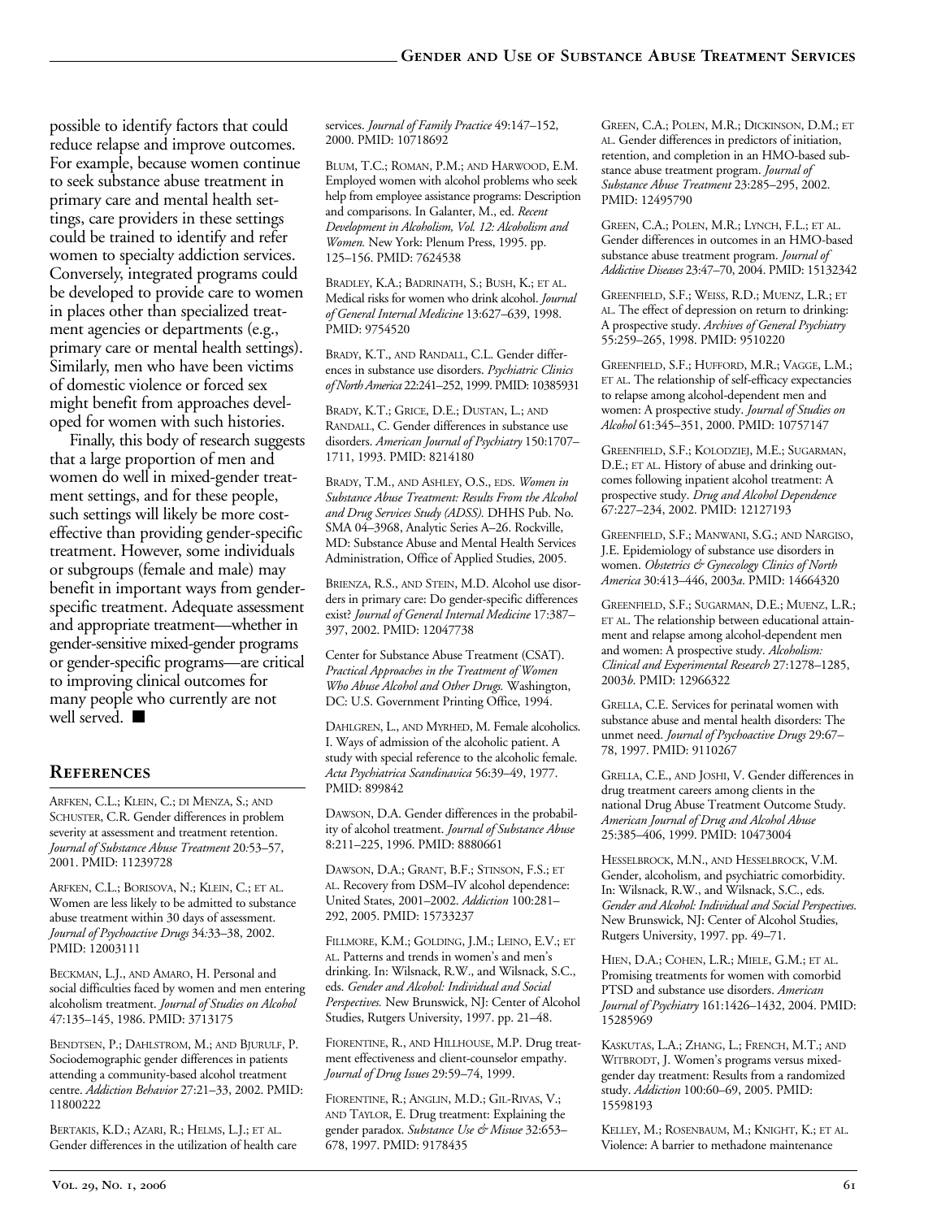possible to identify factors that could reduce relapse and improve outcomes. For example, because women continue to seek substance abuse treatment in primary care and mental health settings, care providers in these settings could be trained to identify and refer women to specialty addiction services. Conversely, integrated programs could be developed to provide care to women in places other than specialized treatment agencies or departments (e.g., primary care or mental health settings). Similarly, men who have been victims of domestic violence or forced sex might benefit from approaches developed for women with such histories.

Finally, this body of research suggests that a large proportion of men and women do well in mixed-gender treatment settings, and for these people, such settings will likely be more cost-effective than providing gender-specific treatment. However, some individuals or subgroups (female and male) may benefit in important ways from gender-specific treatment. Adequate assessment and appropriate treatment—whether in gender-sensitive mixed-gender programs or gender-specific programs—are critical to improving clinical outcomes for many people who currently are not well served. ■

## References

Arfken, C.L.; Klein, C.; di Menza, S.; and Schuster, C.R. Gender differences in problem severity at assessment and treatment retention. *Journal of Substance Abuse Treatment* 20:53–57, 2001. PMID: 11239728

Arfken, C.L.; Borisova, N.; Klein, C.; et al. Women are less likely to be admitted to substance abuse treatment within 30 days of assessment. *Journal of Psychoactive Drugs* 34:33–38, 2002. PMID: 12003111

Beckman, L.J., and Amaro, H. Personal and social difficulties faced by women and men entering alcoholism treatment. *Journal of Studies on Alcohol* 47:135–145, 1986. PMID: 3713175

Bendtsen, P.; Dahlstrom, M.; and Bjurulf, P. Sociodemographic gender differences in patients attending a community-based alcohol treatment centre. *Addiction Behavior* 27:21–33, 2002. PMID: 11800222

Bertakis, K.D.; Azari, R.; Helms, L.J.; et al. Gender differences in the utilization of health care services. *Journal of Family Practice* 49:147–152, 2000. PMID: 10718692

Blum, T.C.; Roman, P.M.; and Harwood, E.M. Employed women with alcohol problems who seek help from employee assistance programs: Description and comparisons. In: Galanter, M., ed. *Recent Development in Alcoholism, Vol. 12: Alcoholism and Women.* New York: Plenum Press, 1995. pp. 125–156. PMID: 7624538

Bradley, K.A.; Badrinath, S.; Bush, K.; et al. Medical risks for women who drink alcohol. *Journal of General Internal Medicine* 13:627–639, 1998. PMID: 9754520

Brady, K.T., and Randall, C.L. Gender differences in substance use disorders. *Psychiatric Clinics of North America* 22:241–252, 1999. PMID: 10385931

Brady, K.T.; Grice, D.E.; Dustan, L.; and Randall, C. Gender differences in substance use disorders. *American Journal of Psychiatry* 150:1707–1711, 1993. PMID: 8214180

Brady, T.M., and Ashley, O.S., eds. *Women in Substance Abuse Treatment: Results From the Alcohol and Drug Services Study (ADSS).* DHHS Pub. No. SMA 04–3968, Analytic Series A–26. Rockville, MD: Substance Abuse and Mental Health Services Administration, Office of Applied Studies, 2005.

Brienza, R.S., and Stein, M.D. Alcohol use disorders in primary care: Do gender-specific differences exist? *Journal of General Internal Medicine* 17:387–397, 2002. PMID: 12047738

Center for Substance Abuse Treatment (CSAT). *Practical Approaches in the Treatment of Women Who Abuse Alcohol and Other Drugs.* Washington, DC: U.S. Government Printing Office, 1994.

Dahlgren, L., and Myrhed, M. Female alcoholics. I. Ways of admission of the alcoholic patient. A study with special reference to the alcoholic female. *Acta Psychiatrica Scandinavica* 56:39–49, 1977. PMID: 899842

Dawson, D.A. Gender differences in the probability of alcohol treatment. *Journal of Substance Abuse* 8:211–225, 1996. PMID: 8880661

Dawson, D.A.; Grant, B.F.; Stinson, F.S.; et al. Recovery from DSM–IV alcohol dependence: United States, 2001–2002. *Addiction* 100:281–292, 2005. PMID: 15733237

Fillmore, K.M.; Golding, J.M.; Leino, E.V.; et al. Patterns and trends in women's and men's drinking. In: Wilsnack, R.W., and Wilsnack, S.C., eds. *Gender and Alcohol: Individual and Social Perspectives.* New Brunswick, NJ: Center of Alcohol Studies, Rutgers University, 1997. pp. 21–48.

Fiorentine, R., and Hillhouse, M.P. Drug treatment effectiveness and client-counselor empathy. *Journal of Drug Issues* 29:59–74, 1999.

Fiorentine, R.; Anglin, M.D.; Gil-Rivas, V.; and Taylor, E. Drug treatment: Explaining the gender paradox. *Substance Use & Misuse* 32:653–678, 1997. PMID: 9178435

Green, C.A.; Polen, M.R.; Dickinson, D.M.; et al. Gender differences in predictors of initiation, retention, and completion in an HMO-based substance abuse treatment program. *Journal of Substance Abuse Treatment* 23:285–295, 2002. PMID: 12495790

Green, C.A.; Polen, M.R.; Lynch, F.L.; et al. Gender differences in outcomes in an HMO-based substance abuse treatment program. *Journal of Addictive Diseases* 23:47–70, 2004. PMID: 15132342

Greenfield, S.F.; Weiss, R.D.; Muenz, L.R.; et al. The effect of depression on return to drinking: A prospective study. *Archives of General Psychiatry* 55:259–265, 1998. PMID: 9510220

Greenfield, S.F.; Hufford, M.R.; Vagge, L.M.; et al. The relationship of self-efficacy expectancies to relapse among alcohol-dependent men and women: A prospective study. *Journal of Studies on Alcohol* 61:345–351, 2000. PMID: 10757147

Greenfield, S.F.; Kolodziej, M.E.; Sugarman, D.E.; et al. History of abuse and drinking outcomes following inpatient alcohol treatment: A prospective study. *Drug and Alcohol Dependence* 67:227–234, 2002. PMID: 12127193

Greenfield, S.F.; Manwani, S.G.; and Nargiso, J.E. Epidemiology of substance use disorders in women. *Obstetrics & Gynecology Clinics of North America* 30:413–446, 2003*a*. PMID: 14664320

Greenfield, S.F.; Sugarman, D.E.; Muenz, L.R.; et al. The relationship between educational attainment and relapse among alcohol-dependent men and women: A prospective study. *Alcoholism: Clinical and Experimental Research* 27:1278–1285, 2003*b*. PMID: 12966322

Grella, C.E. Services for perinatal women with substance abuse and mental health disorders: The unmet need. *Journal of Psychoactive Drugs* 29:67–78, 1997. PMID: 9110267

Grella, C.E., and Joshi, V. Gender differences in drug treatment careers among clients in the national Drug Abuse Treatment Outcome Study. *American Journal of Drug and Alcohol Abuse* 25:385–406, 1999. PMID: 10473004

Hesselbrock, M.N., and Hesselbrock, V.M. Gender, alcoholism, and psychiatric comorbidity. In: Wilsnack, R.W., and Wilsnack, S.C., eds. *Gender and Alcohol: Individual and Social Perspectives.* New Brunswick, NJ: Center of Alcohol Studies, Rutgers University, 1997. pp. 49–71.

Hien, D.A.; Cohen, L.R.; Miele, G.M.; et al. Promising treatments for women with comorbid PTSD and substance use disorders. *American Journal of Psychiatry* 161:1426–1432, 2004. PMID: 15285969

Kaskutas, L.A.; Zhang, L.; French, M.T.; and Witbrodt, J. Women's programs versus mixed-gender day treatment: Results from a randomized study. *Addiction* 100:60–69, 2005. PMID: 15598193

Kelley, M.; Rosenbaum, M.; Knight, K.; et al. Violence: A barrier to methadone maintenance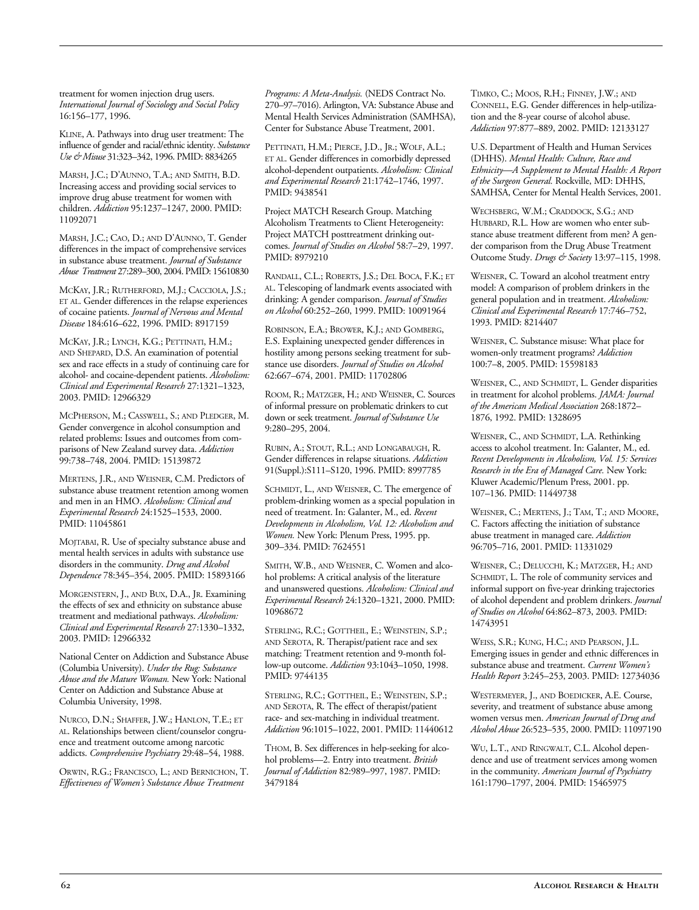treatment for women injection drug users. *International Journal of Sociology and Social Policy* 16:156–177, 1996.

Kline, A. Pathways into drug user treatment: The influence of gender and racial/ethnic identity. *Substance Use & Misuse* 31:323–342, 1996. PMID: 8834265

Marsh, J.C.; D'Aunno, T.A.; and Smith, B.D. Increasing access and providing social services to improve drug abuse treatment for women with children. *Addiction* 95:1237–1247, 2000. PMID: 11092071

Marsh, J.C.; Cao, D.; and D'Aunno, T. Gender differences in the impact of comprehensive services in substance abuse treatment. *Journal of Substance Abuse Treatment* 27:289–300, 2004. PMID: 15610830

McKay, J.R.; Rutherford, M.J.; Cacciola, J.S.; et al. Gender differences in the relapse experiences of cocaine patients. *Journal of Nervous and Mental Disease* 184:616–622, 1996. PMID: 8917159

McKay, J.R.; Lynch, K.G.; Pettinati, H.M.; and Shepard, D.S. An examination of potential sex and race effects in a study of continuing care for alcohol- and cocaine-dependent patients. *Alcoholism: Clinical and Experimental Research* 27:1321–1323, 2003. PMID: 12966329

McPherson, M.; Casswell, S.; and Pledger, M. Gender convergence in alcohol consumption and related problems: Issues and outcomes from comparisons of New Zealand survey data. *Addiction* 99:738–748, 2004. PMID: 15139872

Mertens, J.R., and Weisner, C.M. Predictors of substance abuse treatment retention among women and men in an HMO. *Alcoholism: Clinical and Experimental Research* 24:1525–1533, 2000. PMID: 11045861

Mojtabai, R. Use of specialty substance abuse and mental health services in adults with substance use disorders in the community. *Drug and Alcohol Dependence* 78:345–354, 2005. PMID: 15893166

Morgenstern, J., and Bux, D.A., Jr. Examining the effects of sex and ethnicity on substance abuse treatment and mediational pathways. *Alcoholism: Clinical and Experimental Research* 27:1330–1332, 2003. PMID: 12966332

National Center on Addiction and Substance Abuse (Columbia University). *Under the Rug: Substance Abuse and the Mature Woman.* New York: National Center on Addiction and Substance Abuse at Columbia University, 1998.

Nurco, D.N.; Shaffer, J.W.; Hanlon, T.E.; et al. Relationships between client/counselor congruence and treatment outcome among narcotic addicts. *Comprehensive Psychiatry* 29:48–54, 1988.

Orwin, R.G.; Francisco, L.; and Bernichon, T. *Effectiveness of Women's Substance Abuse Treatment Programs: A Meta-Analysis.* (NEDS Contract No. 270–97–7016). Arlington, VA: Substance Abuse and Mental Health Services Administration (SAMHSA), Center for Substance Abuse Treatment, 2001.

Pettinati, H.M.; Pierce, J.D., Jr.; Wolf, A.L.; et al. Gender differences in comorbidly depressed alcohol-dependent outpatients. *Alcoholism: Clinical and Experimental Research* 21:1742–1746, 1997. PMID: 9438541

Project MATCH Research Group. Matching Alcoholism Treatments to Client Heterogeneity: Project MATCH posttreatment drinking outcomes. *Journal of Studies on Alcohol* 58:7–29, 1997. PMID: 8979210

Randall, C.L.; Roberts, J.S.; Del Boca, F.K.; et al. Telescoping of landmark events associated with drinking: A gender comparison. *Journal of Studies on Alcohol* 60:252–260, 1999. PMID: 10091964

Robinson, E.A.; Brower, K.J.; and Gomberg, E.S. Explaining unexpected gender differences in hostility among persons seeking treatment for substance use disorders. *Journal of Studies on Alcohol* 62:667–674, 2001. PMID: 11702806

Room, R.; Matzger, H.; and Weisner, C. Sources of informal pressure on problematic drinkers to cut down or seek treatment. *Journal of Substance Use* 9:280–295, 2004.

Rubin, A.; Stout, R.L.; and Longabaugh, R. Gender differences in relapse situations. *Addiction* 91(Suppl.):S111–S120, 1996. PMID: 8997785

Schmidt, L., and Weisner, C. The emergence of problem-drinking women as a special population in need of treatment. In: Galanter, M., ed. *Recent Developments in Alcoholism, Vol. 12: Alcoholism and Women.* New York: Plenum Press, 1995. pp. 309–334. PMID: 7624551

Smith, W.B., and Weisner, C. Women and alcohol problems: A critical analysis of the literature and unanswered questions. *Alcoholism: Clinical and Experimental Research* 24:1320–1321, 2000. PMID: 10968672

Sterling, R.C.; Gottheil, E.; Weinstein, S.P.; and Serota, R. Therapist/patient race and sex matching: Treatment retention and 9-month follow-up outcome. *Addiction* 93:1043–1050, 1998. PMID: 9744135

Sterling, R.C.; Gottheil, E.; Weinstein, S.P.; and Serota, R. The effect of therapist/patient race- and sex-matching in individual treatment. *Addiction* 96:1015–1022, 2001. PMID: 11440612

Thom, B. Sex differences in help-seeking for alcohol problems—2. Entry into treatment. *British Journal of Addiction* 82:989–997, 1987. PMID: 3479184

Timko, C.; Moos, R.H.; Finney, J.W.; and Connell, E.G. Gender differences in help-utilization and the 8-year course of alcohol abuse. *Addiction* 97:877–889, 2002. PMID: 12133127

U.S. Department of Health and Human Services (DHHS). *Mental Health: Culture, Race and Ethnicity—A Supplement to Mental Health: A Report of the Surgeon General.* Rockville, MD: DHHS, SAMHSA, Center for Mental Health Services, 2001.

Wechsberg, W.M.; Craddock, S.G.; and Hubbard, R.L. How are women who enter substance abuse treatment different from men? A gender comparison from the Drug Abuse Treatment Outcome Study. *Drugs & Society* 13:97–115, 1998.

Weisner, C. Toward an alcohol treatment entry model: A comparison of problem drinkers in the general population and in treatment. *Alcoholism: Clinical and Experimental Research* 17:746–752, 1993. PMID: 8214407

Weisner, C. Substance misuse: What place for women-only treatment programs? *Addiction* 100:7–8, 2005. PMID: 15598183

Weisner, C., and Schmidt, L. Gender disparities in treatment for alcohol problems. *JAMA: Journal of the American Medical Association* 268:1872–1876, 1992. PMID: 1328695

Weisner, C., and Schmidt, L.A. Rethinking access to alcohol treatment. In: Galanter, M., ed. *Recent Developments in Alcoholism, Vol. 15: Services Research in the Era of Managed Care.* New York: Kluwer Academic/Plenum Press, 2001. pp. 107–136. PMID: 11449738

Weisner, C.; Mertens, J.; Tam, T.; and Moore, C. Factors affecting the initiation of substance abuse treatment in managed care. *Addiction* 96:705–716, 2001. PMID: 11331029

Weisner, C.; Delucchi, K.; Matzger, H.; and Schmidt, L. The role of community services and informal support on five-year drinking trajectories of alcohol dependent and problem drinkers. *Journal of Studies on Alcohol* 64:862–873, 2003. PMID: 14743951

Weiss, S.R.; Kung, H.C.; and Pearson, J.L. Emerging issues in gender and ethnic differences in substance abuse and treatment. *Current Women's Health Report* 3:245–253, 2003. PMID: 12734036

Westermeyer, J., and Boedicker, A.E. Course, severity, and treatment of substance abuse among women versus men. *American Journal of Drug and Alcohol Abuse* 26:523–535, 2000. PMID: 11097190

Wu, L.T., and Ringwalt, C.L. Alcohol dependence and use of treatment services among women in the community. *American Journal of Psychiatry* 161:1790–1797, 2004. PMID: 15465975